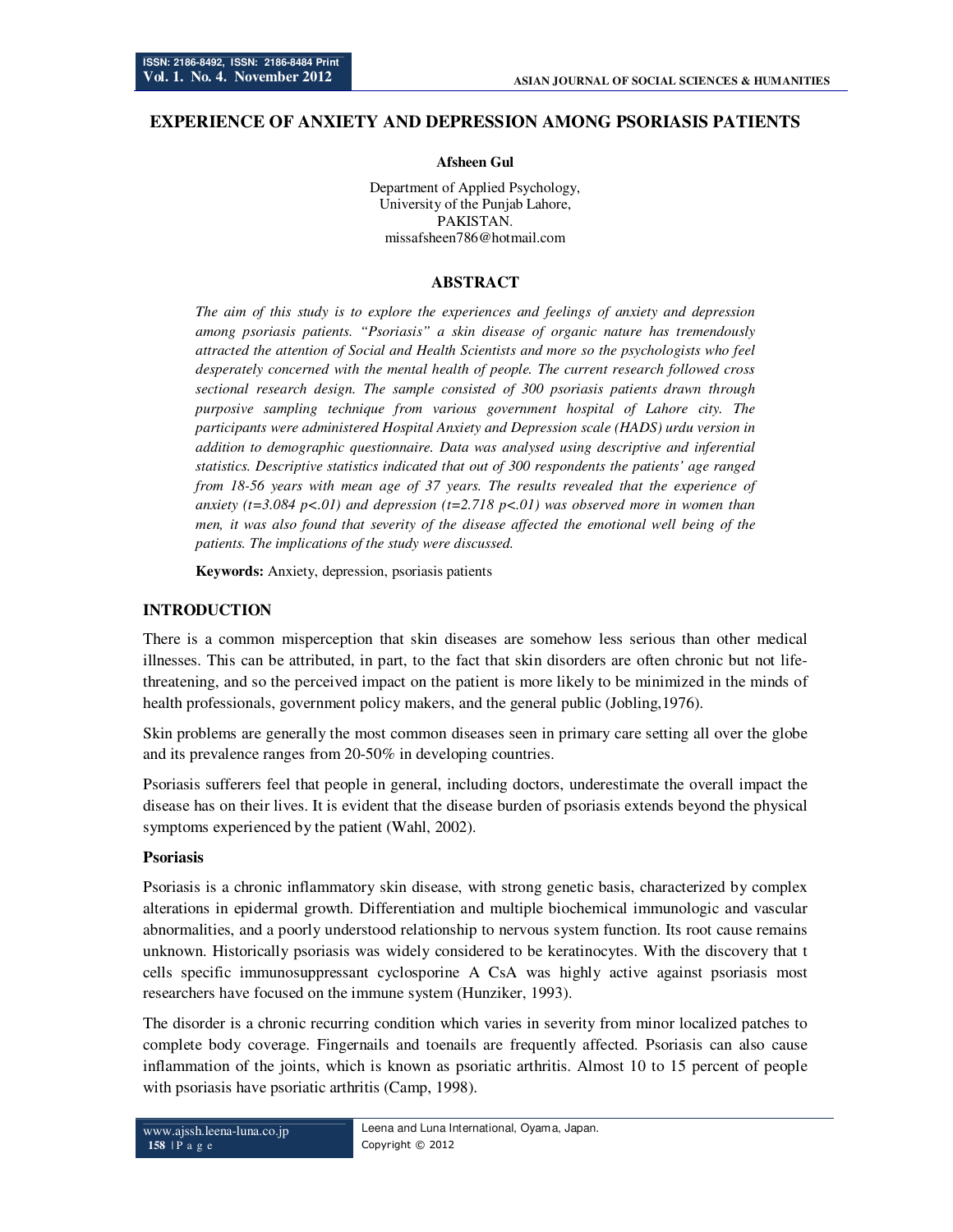# EXPERIENCE OF ANXIETY AND DEPRESSION AMONG PSORIASIS PATIENTS

**Afsheen Gul**

Department of Applied Psychology,
University of the Punjab Lahore,
PAKISTAN.
missafsheen786@hotmail.com

## ABSTRACT

*The aim of this study is to explore the experiences and feelings of anxiety and depression among psoriasis patients. "Psoriasis" a skin disease of organic nature has tremendously attracted the attention of Social and Health Scientists and more so the psychologists who feel desperately concerned with the mental health of people. The current research followed cross sectional research design. The sample consisted of 300 psoriasis patients drawn through purposive sampling technique from various government hospital of Lahore city. The participants were administered Hospital Anxiety and Depression scale (HADS) urdu version in addition to demographic questionnaire. Data was analysed using descriptive and inferential statistics. Descriptive statistics indicated that out of 300 respondents the patients' age ranged from 18-56 years with mean age of 37 years. The results revealed that the experience of anxiety ($t=3.084$ $p<.01$) and depression ($t=2.718$ $p<.01$) was observed more in women than men, it was also found that severity of the disease affected the emotional well being of the patients. The implications of the study were discussed.*

**Keywords:** Anxiety, depression, psoriasis patients

## INTRODUCTION

There is a common misperception that skin diseases are somehow less serious than other medical illnesses. This can be attributed, in part, to the fact that skin disorders are often chronic but not life-threatening, and so the perceived impact on the patient is more likely to be minimized in the minds of health professionals, government policy makers, and the general public (Jobling,1976).

Skin problems are generally the most common diseases seen in primary care setting all over the globe and its prevalence ranges from 20-50% in developing countries.

Psoriasis sufferers feel that people in general, including doctors, underestimate the overall impact the disease has on their lives. It is evident that the disease burden of psoriasis extends beyond the physical symptoms experienced by the patient (Wahl, 2002).

### Psoriasis

Psoriasis is a chronic inflammatory skin disease, with strong genetic basis, characterized by complex alterations in epidermal growth. Differentiation and multiple biochemical immunologic and vascular abnormalities, and a poorly understood relationship to nervous system function. Its root cause remains unknown. Historically psoriasis was widely considered to be keratinocytes. With the discovery that t cells specific immunosuppressant cyclosporine A CsA was highly active against psoriasis most researchers have focused on the immune system (Hunziker, 1993).

The disorder is a chronic recurring condition which varies in severity from minor localized patches to complete body coverage. Fingernails and toenails are frequently affected. Psoriasis can also cause inflammation of the joints, which is known as psoriatic arthritis. Almost 10 to 15 percent of people with psoriasis have psoriatic arthritis (Camp, 1998).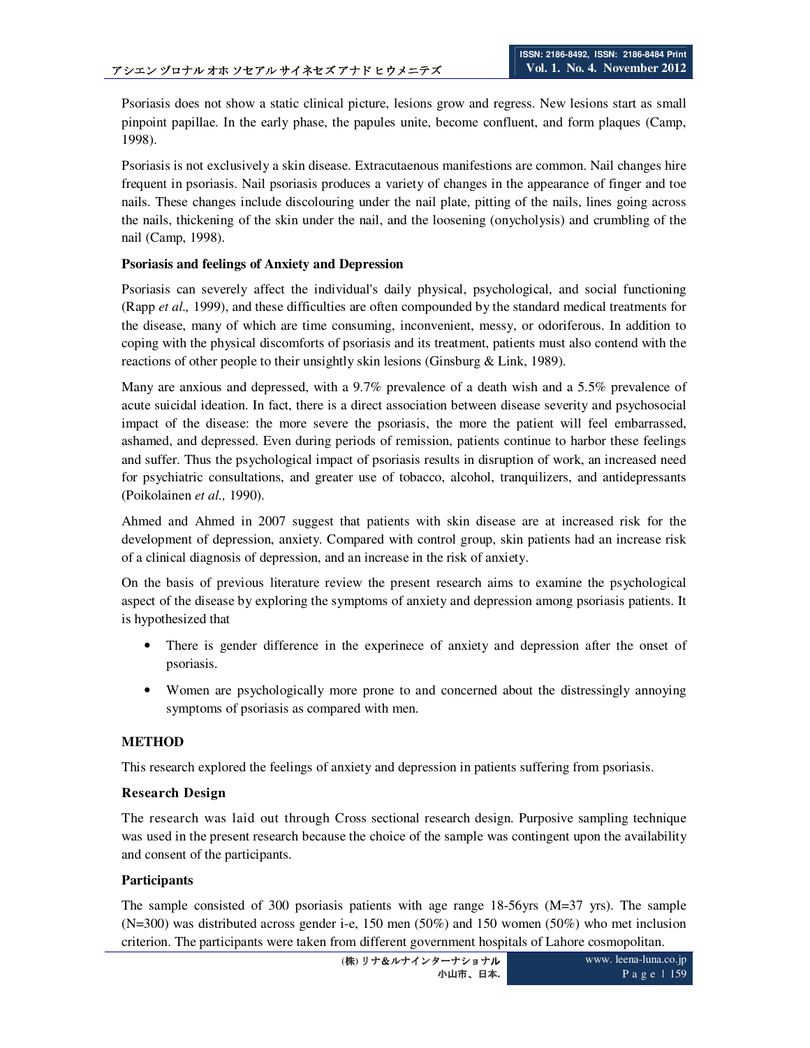Psoriasis does not show a static clinical picture, lesions grow and regress. New lesions start as small pinpoint papillae. In the early phase, the papules unite, become confluent, and form plaques (Camp, 1998).

Psoriasis is not exclusively a skin disease. Extracutaenous manifestions are common. Nail changes hire frequent in psoriasis. Nail psoriasis produces a variety of changes in the appearance of finger and toe nails. These changes include discolouring under the nail plate, pitting of the nails, lines going across the nails, thickening of the skin under the nail, and the loosening (onycholysis) and crumbling of the nail (Camp, 1998).

### Psoriasis and feelings of Anxiety and Depression

Psoriasis can severely affect the individual's daily physical, psychological, and social functioning (Rapp *et al.,* 1999), and these difficulties are often compounded by the standard medical treatments for the disease, many of which are time consuming, inconvenient, messy, or odoriferous. In addition to coping with the physical discomforts of psoriasis and its treatment, patients must also contend with the reactions of other people to their unsightly skin lesions (Ginsburg & Link, 1989).

Many are anxious and depressed, with a 9.7% prevalence of a death wish and a 5.5% prevalence of acute suicidal ideation. In fact, there is a direct association between disease severity and psychosocial impact of the disease: the more severe the psoriasis, the more the patient will feel embarrassed, ashamed, and depressed. Even during periods of remission, patients continue to harbor these feelings and suffer. Thus the psychological impact of psoriasis results in disruption of work, an increased need for psychiatric consultations, and greater use of tobacco, alcohol, tranquilizers, and antidepressants (Poikolainen *et al.,* 1990).

Ahmed and Ahmed in 2007 suggest that patients with skin disease are at increased risk for the development of depression, anxiety. Compared with control group, skin patients had an increase risk of a clinical diagnosis of depression, and an increase in the risk of anxiety.

On the basis of previous literature review the present research aims to examine the psychological aspect of the disease by exploring the symptoms of anxiety and depression among psoriasis patients. It is hypothesized that

- There is gender difference in the experinece of anxiety and depression after the onset of psoriasis.
- Women are psychologically more prone to and concerned about the distressingly annoying symptoms of psoriasis as compared with men.

## METHOD

This research explored the feelings of anxiety and depression in patients suffering from psoriasis.

### Research Design

The research was laid out through Cross sectional research design. Purposive sampling technique was used in the present research because the choice of the sample was contingent upon the availability and consent of the participants.

### Participants

The sample consisted of 300 psoriasis patients with age range 18-56yrs (M=37 yrs). The sample (N=300) was distributed across gender i-e, 150 men (50%) and 150 women (50%) who met inclusion criterion. The participants were taken from different government hospitals of Lahore cosmopolitan.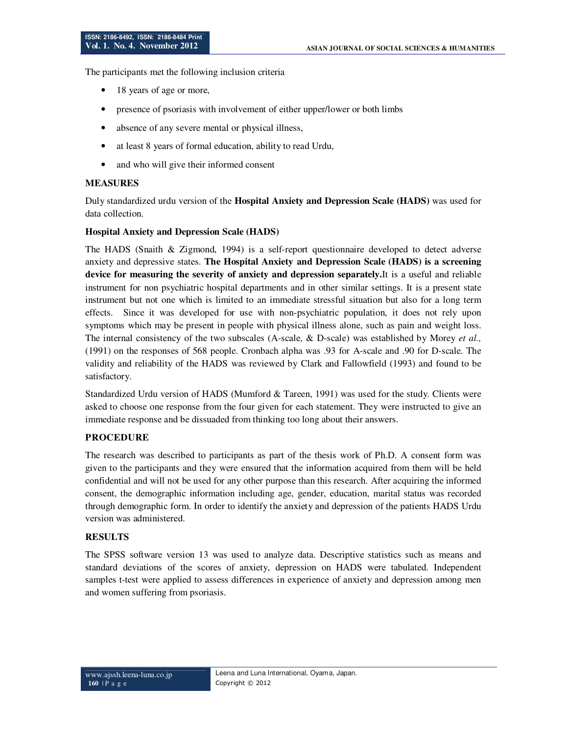The participants met the following inclusion criteria

- 18 years of age or more,
- presence of psoriasis with involvement of either upper/lower or both limbs
- absence of any severe mental or physical illness,
- at least 8 years of formal education, ability to read Urdu,
- and who will give their informed consent

## MEASURES

Duly standardized urdu version of the **Hospital Anxiety and Depression Scale (HADS)** was used for data collection.

### Hospital Anxiety and Depression Scale (HADS)

The HADS (Snaith & Zigmond, 1994) is a self-report questionnaire developed to detect adverse anxiety and depressive states. **The Hospital Anxiety and Depression Scale (HADS) is a screening device for measuring the severity of anxiety and depression separately.**It is a useful and reliable instrument for non psychiatric hospital departments and in other similar settings. It is a present state instrument but not one which is limited to an immediate stressful situation but also for a long term effects. Since it was developed for use with non-psychiatric population, it does not rely upon symptoms which may be present in people with physical illness alone, such as pain and weight loss. The internal consistency of the two subscales (A-scale, & D-scale) was established by Morey *et al.,* (1991) on the responses of 568 people. Cronbach alpha was .93 for A-scale and .90 for D-scale. The validity and reliability of the HADS was reviewed by Clark and Fallowfield (1993) and found to be satisfactory.

Standardized Urdu version of HADS (Mumford & Tareen, 1991) was used for the study. Clients were asked to choose one response from the four given for each statement. They were instructed to give an immediate response and be dissuaded from thinking too long about their answers.

## PROCEDURE

The research was described to participants as part of the thesis work of Ph.D. A consent form was given to the participants and they were ensured that the information acquired from them will be held confidential and will not be used for any other purpose than this research. After acquiring the informed consent, the demographic information including age, gender, education, marital status was recorded through demographic form. In order to identify the anxiety and depression of the patients HADS Urdu version was administered.

## RESULTS

The SPSS software version 13 was used to analyze data. Descriptive statistics such as means and standard deviations of the scores of anxiety, depression on HADS were tabulated. Independent samples t-test were applied to assess differences in experience of anxiety and depression among men and women suffering from psoriasis.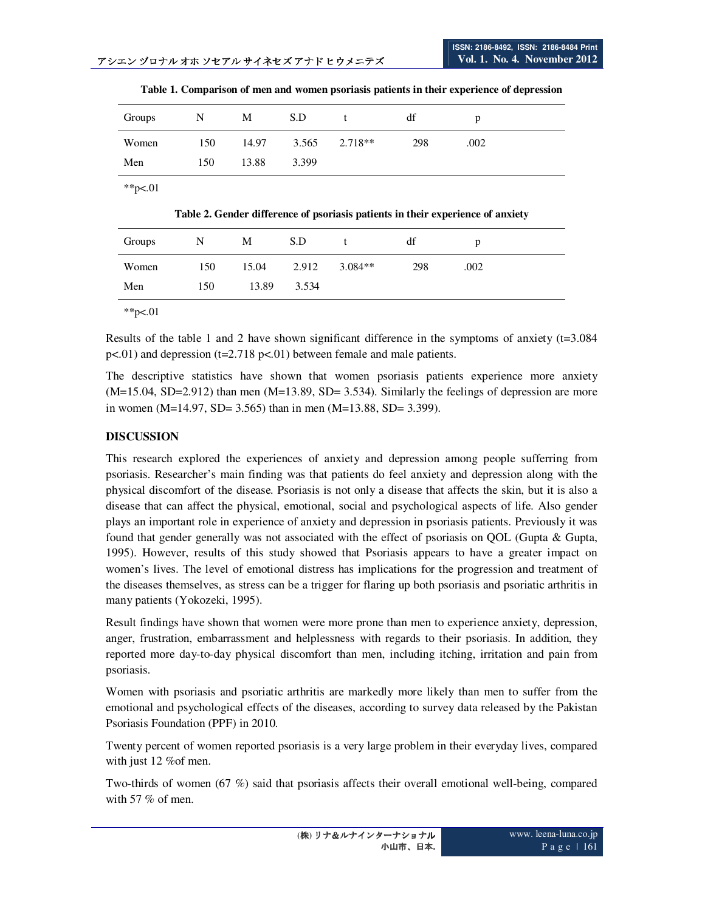**Table 1. Comparison of men and women psoriasis patients in their experience of depression**

| Groups | N | M | S.D | t | df | p |
|---|---|---|---|---|---|---|
| Women | 150 | 14.97 | 3.565 | 2.718** | 298 | .002 |
| Men | 150 | 13.88 | 3.399 | | | |

**p<.01

**Table 2. Gender difference of psoriasis patients in their experience of anxiety**

| Groups | N | M | S.D | t | df | p |
|---|---|---|---|---|---|---|
| Women | 150 | 15.04 | 2.912 | 3.084** | 298 | .002 |
| Men | 150 | 13.89 | 3.534 | | | |

**p<.01

Results of the table 1 and 2 have shown significant difference in the symptoms of anxiety ($t=3.084$ $p<.01$) and depression ($t=2.718$ $p<.01$) between female and male patients.

The descriptive statistics have shown that women psoriasis patients experience more anxiety ($M=15.04$, $SD=2.912$) than men ($M=13.89$, $SD= 3.534$). Similarly the feelings of depression are more in women ($M=14.97$, $SD= 3.565$) than in men ($M=13.88$, $SD= 3.399$).

## DISCUSSION

This research explored the experiences of anxiety and depression among people sufferring from psoriasis. Researcher's main finding was that patients do feel anxiety and depression along with the physical discomfort of the disease. Psoriasis is not only a disease that affects the skin, but it is also a disease that can affect the physical, emotional, social and psychological aspects of life. Also gender plays an important role in experience of anxiety and depression in psoriasis patients. Previously it was found that gender generally was not associated with the effect of psoriasis on QOL (Gupta & Gupta, 1995). However, results of this study showed that Psoriasis appears to have a greater impact on women's lives. The level of emotional distress has implications for the progression and treatment of the diseases themselves, as stress can be a trigger for flaring up both psoriasis and psoriatic arthritis in many patients (Yokozeki, 1995).

Result findings have shown that women were more prone than men to experience anxiety, depression, anger, frustration, embarrassment and helplessness with regards to their psoriasis. In addition, they reported more day-to-day physical discomfort than men, including itching, irritation and pain from psoriasis.

Women with psoriasis and psoriatic arthritis are markedly more likely than men to suffer from the emotional and psychological effects of the diseases, according to survey data released by the Pakistan Psoriasis Foundation (PPF) in 2010.

Twenty percent of women reported psoriasis is a very large problem in their everyday lives, compared with just 12 %of men.

Two-thirds of women (67 %) said that psoriasis affects their overall emotional well-being, compared with 57 % of men.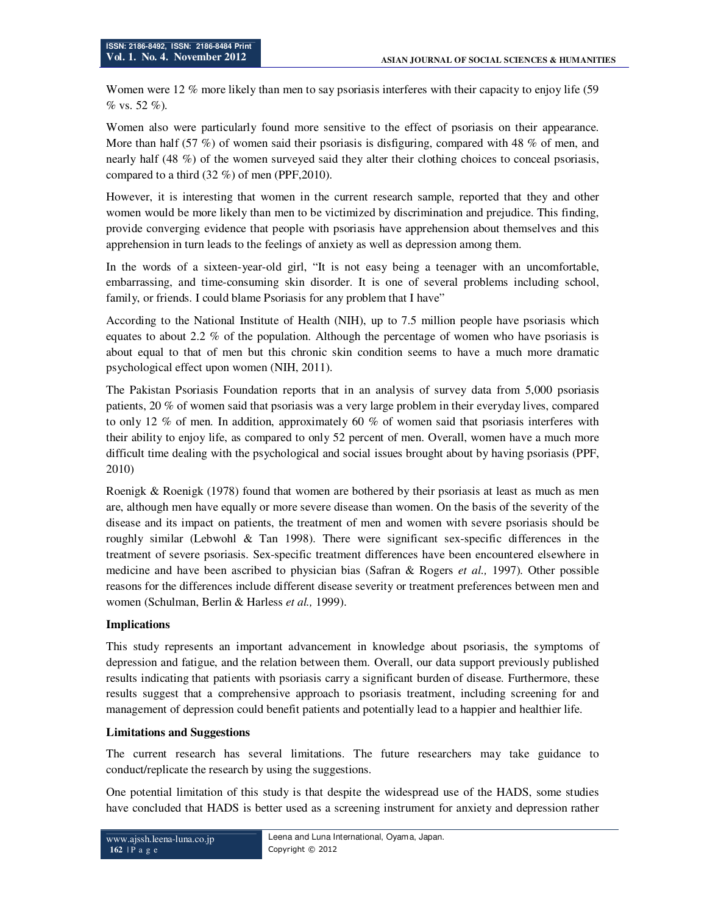Women were 12 % more likely than men to say psoriasis interferes with their capacity to enjoy life (59 % vs. 52 %).

Women also were particularly found more sensitive to the effect of psoriasis on their appearance. More than half (57 %) of women said their psoriasis is disfiguring, compared with 48 % of men, and nearly half (48 %) of the women surveyed said they alter their clothing choices to conceal psoriasis, compared to a third (32 %) of men (PPF,2010).

However, it is interesting that women in the current research sample, reported that they and other women would be more likely than men to be victimized by discrimination and prejudice. This finding, provide converging evidence that people with psoriasis have apprehension about themselves and this apprehension in turn leads to the feelings of anxiety as well as depression among them.

In the words of a sixteen-year-old girl, "It is not easy being a teenager with an uncomfortable, embarrassing, and time-consuming skin disorder. It is one of several problems including school, family, or friends. I could blame Psoriasis for any problem that I have"

According to the National Institute of Health (NIH), up to 7.5 million people have psoriasis which equates to about 2.2 % of the population. Although the percentage of women who have psoriasis is about equal to that of men but this chronic skin condition seems to have a much more dramatic psychological effect upon women (NIH, 2011).

The Pakistan Psoriasis Foundation reports that in an analysis of survey data from 5,000 psoriasis patients, 20 % of women said that psoriasis was a very large problem in their everyday lives, compared to only 12 % of men. In addition, approximately 60 % of women said that psoriasis interferes with their ability to enjoy life, as compared to only 52 percent of men. Overall, women have a much more difficult time dealing with the psychological and social issues brought about by having psoriasis (PPF, 2010)

Roenigk & Roenigk (1978) found that women are bothered by their psoriasis at least as much as men are, although men have equally or more severe disease than women. On the basis of the severity of the disease and its impact on patients, the treatment of men and women with severe psoriasis should be roughly similar (Lebwohl & Tan 1998). There were significant sex-specific differences in the treatment of severe psoriasis. Sex-specific treatment differences have been encountered elsewhere in medicine and have been ascribed to physician bias (Safran & Rogers *et al.,* 1997). Other possible reasons for the differences include different disease severity or treatment preferences between men and women (Schulman, Berlin & Harless *et al.,* 1999).

**Implications**

This study represents an important advancement in knowledge about psoriasis, the symptoms of depression and fatigue, and the relation between them. Overall, our data support previously published results indicating that patients with psoriasis carry a significant burden of disease. Furthermore, these results suggest that a comprehensive approach to psoriasis treatment, including screening for and management of depression could benefit patients and potentially lead to a happier and healthier life.

**Limitations and Suggestions**

The current research has several limitations. The future researchers may take guidance to conduct/replicate the research by using the suggestions.

One potential limitation of this study is that despite the widespread use of the HADS, some studies have concluded that HADS is better used as a screening instrument for anxiety and depression rather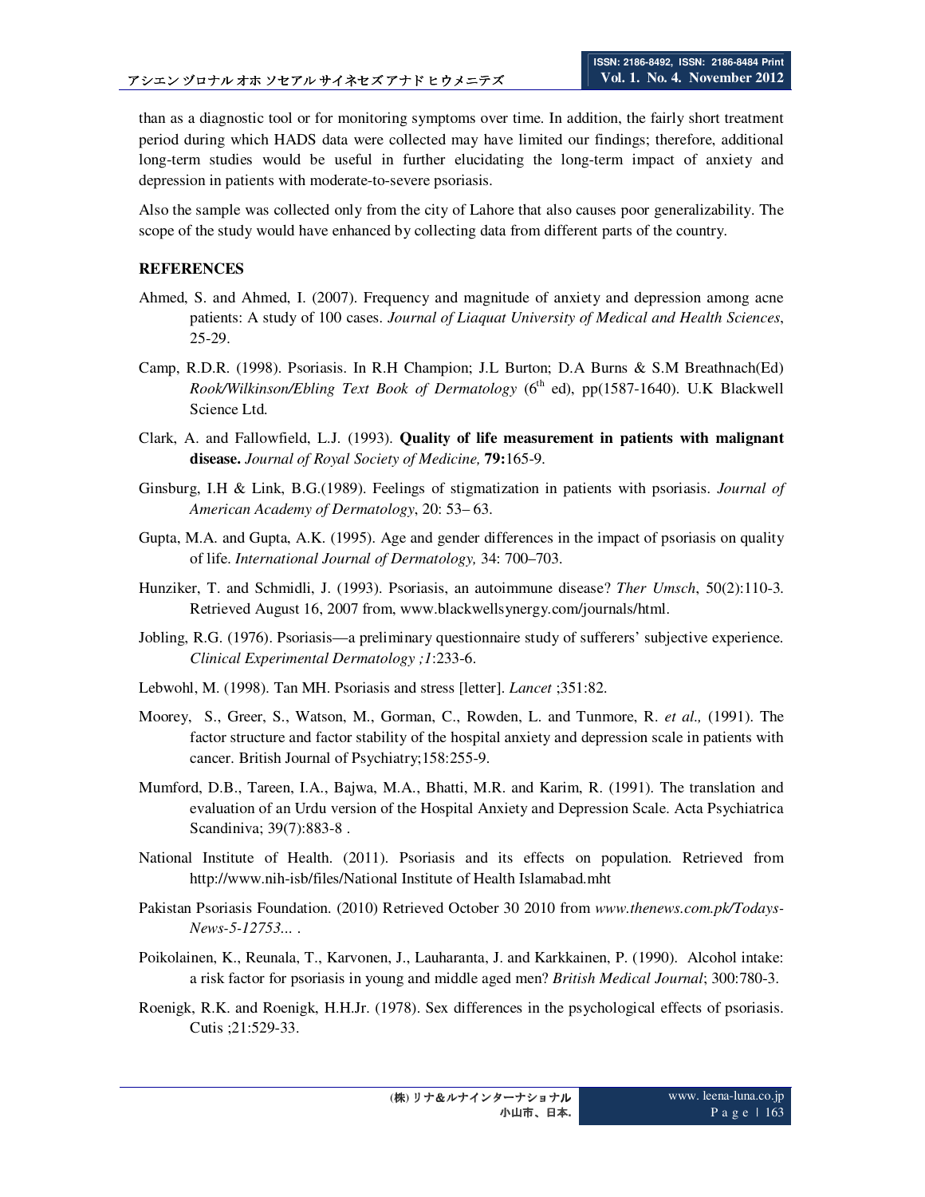than as a diagnostic tool or for monitoring symptoms over time. In addition, the fairly short treatment period during which HADS data were collected may have limited our findings; therefore, additional long-term studies would be useful in further elucidating the long-term impact of anxiety and depression in patients with moderate-to-severe psoriasis.

Also the sample was collected only from the city of Lahore that also causes poor generalizability. The scope of the study would have enhanced by collecting data from different parts of the country.

## REFERENCES

Ahmed, S. and Ahmed, I. (2007). Frequency and magnitude of anxiety and depression among acne patients: A study of 100 cases. *Journal of Liaquat University of Medical and Health Sciences*, 25-29.

Camp, R.D.R. (1998). Psoriasis. In R.H Champion; J.L Burton; D.A Burns & S.M Breathnach(Ed) *Rook/Wilkinson/Ebling Text Book of Dermatology* (6th ed), pp(1587-1640). U.K Blackwell Science Ltd.

Clark, A. and Fallowfield, L.J. (1993). **Quality of life measurement in patients with malignant disease.** *Journal of Royal Society of Medicine,* **79:**165-9.

Ginsburg, I.H & Link, B.G.(1989). Feelings of stigmatization in patients with psoriasis. *Journal of American Academy of Dermatology*, 20: 53– 63.

Gupta, M.A. and Gupta, A.K. (1995). Age and gender differences in the impact of psoriasis on quality of life. *International Journal of Dermatology,* 34: 700–703.

Hunziker, T. and Schmidli, J. (1993). Psoriasis, an autoimmune disease? *Ther Umsch*, 50(2):110-3. Retrieved August 16, 2007 from, www.blackwellsynergy.com/journals/html.

Jobling, R.G. (1976). Psoriasis—a preliminary questionnaire study of sufferers' subjective experience. *Clinical Experimental Dermatology ;1*:233-6.

Lebwohl, M. (1998). Tan MH. Psoriasis and stress [letter]. *Lancet* ;351:82.

Moorey, S., Greer, S., Watson, M., Gorman, C., Rowden, L. and Tunmore, R. *et al.,* (1991). The factor structure and factor stability of the hospital anxiety and depression scale in patients with cancer. British Journal of Psychiatry;158:255-9.

Mumford, D.B., Tareen, I.A., Bajwa, M.A., Bhatti, M.R. and Karim, R. (1991). The translation and evaluation of an Urdu version of the Hospital Anxiety and Depression Scale. Acta Psychiatrica Scandiniva; 39(7):883-8 .

National Institute of Health. (2011). Psoriasis and its effects on population. Retrieved from http://www.nih-isb/files/National Institute of Health Islamabad.mht

Pakistan Psoriasis Foundation. (2010) Retrieved October 30 2010 from *www.thenews.com.pk/Todays-News-5-12753...* .

Poikolainen, K., Reunala, T., Karvonen, J., Lauharanta, J. and Karkkainen, P. (1990). Alcohol intake: a risk factor for psoriasis in young and middle aged men? *British Medical Journal*; 300:780-3.

Roenigk, R.K. and Roenigk, H.H.Jr. (1978). Sex differences in the psychological effects of psoriasis. Cutis ;21:529-33.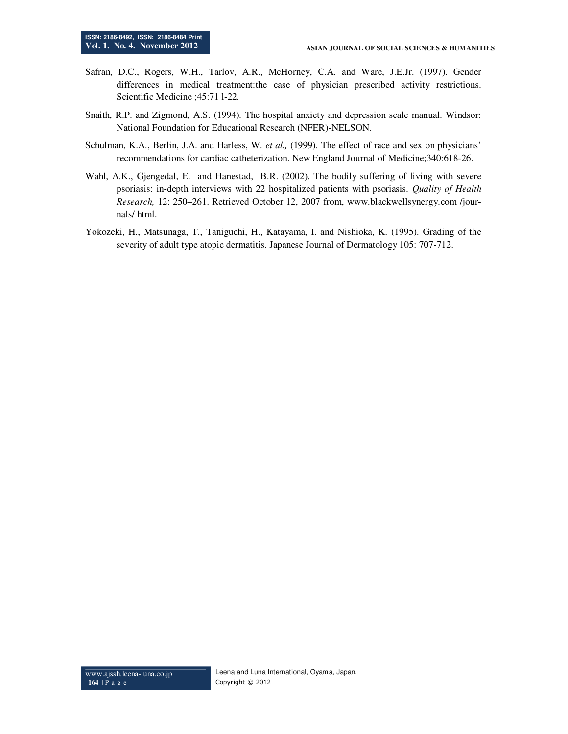Safran, D.C., Rogers, W.H., Tarlov, A.R., McHorney, C.A. and Ware, J.E.Jr. (1997). Gender differences in medical treatment:the case of physician prescribed activity restrictions. Scientific Medicine ;45:71 l-22.

Snaith, R.P. and Zigmond, A.S. (1994). The hospital anxiety and depression scale manual. Windsor: National Foundation for Educational Research (NFER)-NELSON.

Schulman, K.A., Berlin, J.A. and Harless, W. *et al.,* (1999). The effect of race and sex on physicians' recommendations for cardiac catheterization. New England Journal of Medicine;340:618-26.

Wahl, A.K., Gjengedal, E. and Hanestad, B.R. (2002). The bodily suffering of living with severe psoriasis: in-depth interviews with 22 hospitalized patients with psoriasis. *Quality of Health Research,* 12: 250–261. Retrieved October 12, 2007 from, www.blackwellsynergy.com /journals/ html.

Yokozeki, H., Matsunaga, T., Taniguchi, H., Katayama, I. and Nishioka, K. (1995). Grading of the severity of adult type atopic dermatitis. Japanese Journal of Dermatology 105: 707-712.